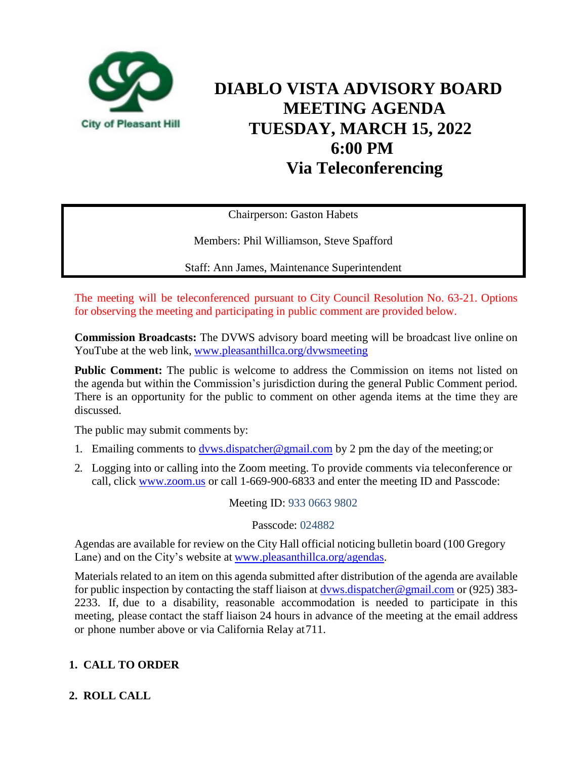City of Pleasant Hill

# DIABLO VISTA ADVISORY BOARD MEETING AGENDA TUESDAY, MARCH 15, 2022 6:00 PM Via Teleconferencing

Chairperson: Gaston Habets

Members: Phil Williamson, Steve Spafford

Staff: Ann James, Maintenance Superintendent

The meeting will be teleconferenced pursuant to City Council Resolution No. 63-21. Options for observing the meeting and participating in public comment are provided below.

**Commission Broadcasts:** The DVWS advisory board meeting will be broadcast live online on YouTube at the web link, www.pleasanthillca.org/dvwsmeeting

**Public Comment:** The public is welcome to address the Commission on items not listed on the agenda but within the Commission's jurisdiction during the general Public Comment period. There is an opportunity for the public to comment on other agenda items at the time they are discussed.

The public may submit comments by:

1. Emailing comments to dvws.dispatcher@gmail.com by 2 pm the day of the meeting; or
2. Logging into or calling into the Zoom meeting. To provide comments via teleconference or call, click www.zoom.us or call 1-669-900-6833 and enter the meeting ID and Passcode:

Meeting ID: 933 0663 9802

Passcode: 024882

Agendas are available for review on the City Hall official noticing bulletin board (100 Gregory Lane) and on the City's website at www.pleasanthillca.org/agendas.

Materials related to an item on this agenda submitted after distribution of the agenda are available for public inspection by contacting the staff liaison at dvws.dispatcher@gmail.com or (925) 383-2233. If, due to a disability, reasonable accommodation is needed to participate in this meeting, please contact the staff liaison 24 hours in advance of the meeting at the email address or phone number above or via California Relay at 711.

## 1. CALL TO ORDER

## 2. ROLL CALL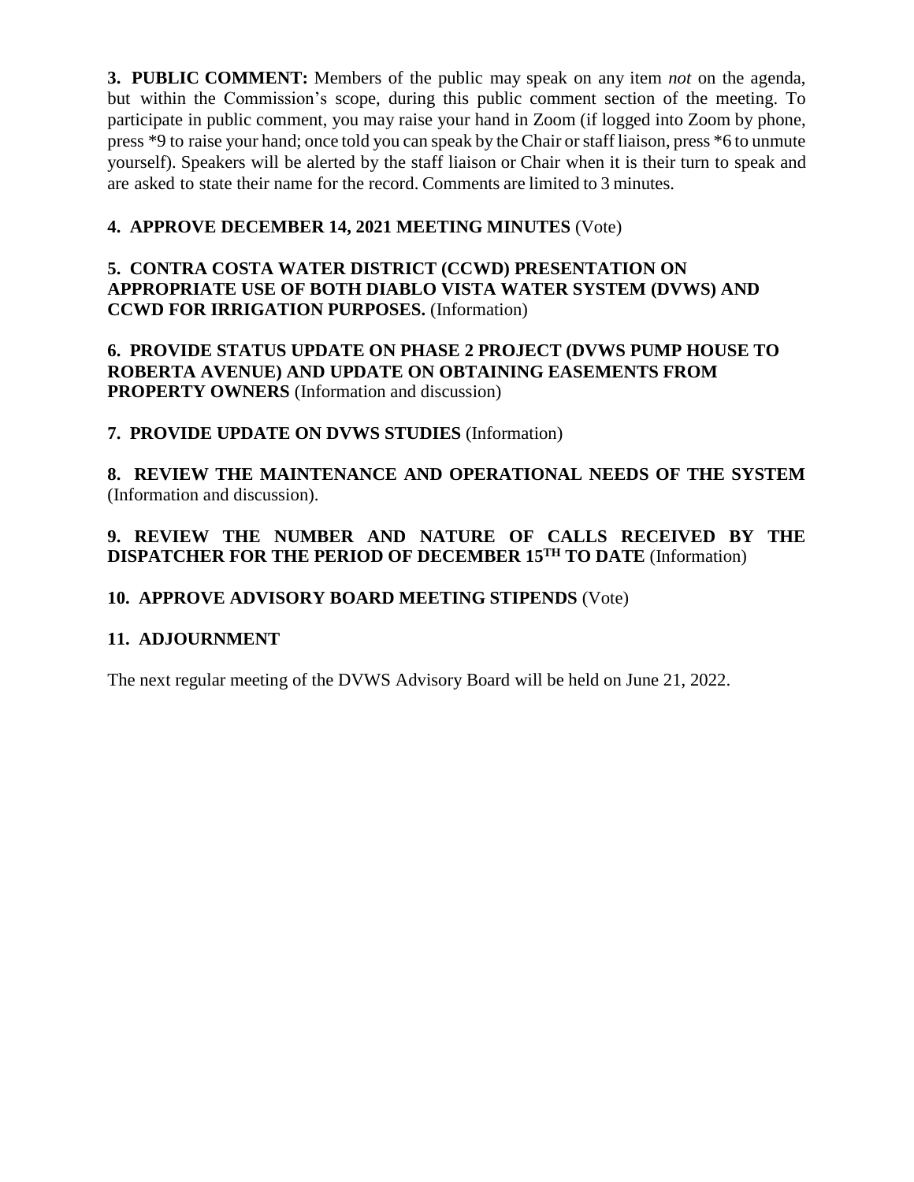**3. PUBLIC COMMENT:** Members of the public may speak on any item *not* on the agenda, but within the Commission's scope, during this public comment section of the meeting. To participate in public comment, you may raise your hand in Zoom (if logged into Zoom by phone, press *9 to raise your hand; once told you can speak by the Chair or staff liaison, press *6 to unmute yourself). Speakers will be alerted by the staff liaison or Chair when it is their turn to speak and are asked to state their name for the record. Comments are limited to 3 minutes.

**4. APPROVE DECEMBER 14, 2021 MEETING MINUTES** (Vote)

**5. CONTRA COSTA WATER DISTRICT (CCWD) PRESENTATION ON APPROPRIATE USE OF BOTH DIABLO VISTA WATER SYSTEM (DVWS) AND CCWD FOR IRRIGATION PURPOSES.** (Information)

**6. PROVIDE STATUS UPDATE ON PHASE 2 PROJECT (DVWS PUMP HOUSE TO ROBERTA AVENUE) AND UPDATE ON OBTAINING EASEMENTS FROM PROPERTY OWNERS** (Information and discussion)

**7. PROVIDE UPDATE ON DVWS STUDIES** (Information)

**8. REVIEW THE MAINTENANCE AND OPERATIONAL NEEDS OF THE SYSTEM** (Information and discussion).

**9. REVIEW THE NUMBER AND NATURE OF CALLS RECEIVED BY THE DISPATCHER FOR THE PERIOD OF DECEMBER 15TH TO DATE** (Information)

**10. APPROVE ADVISORY BOARD MEETING STIPENDS** (Vote)

**11. ADJOURNMENT**

The next regular meeting of the DVWS Advisory Board will be held on June 21, 2022.